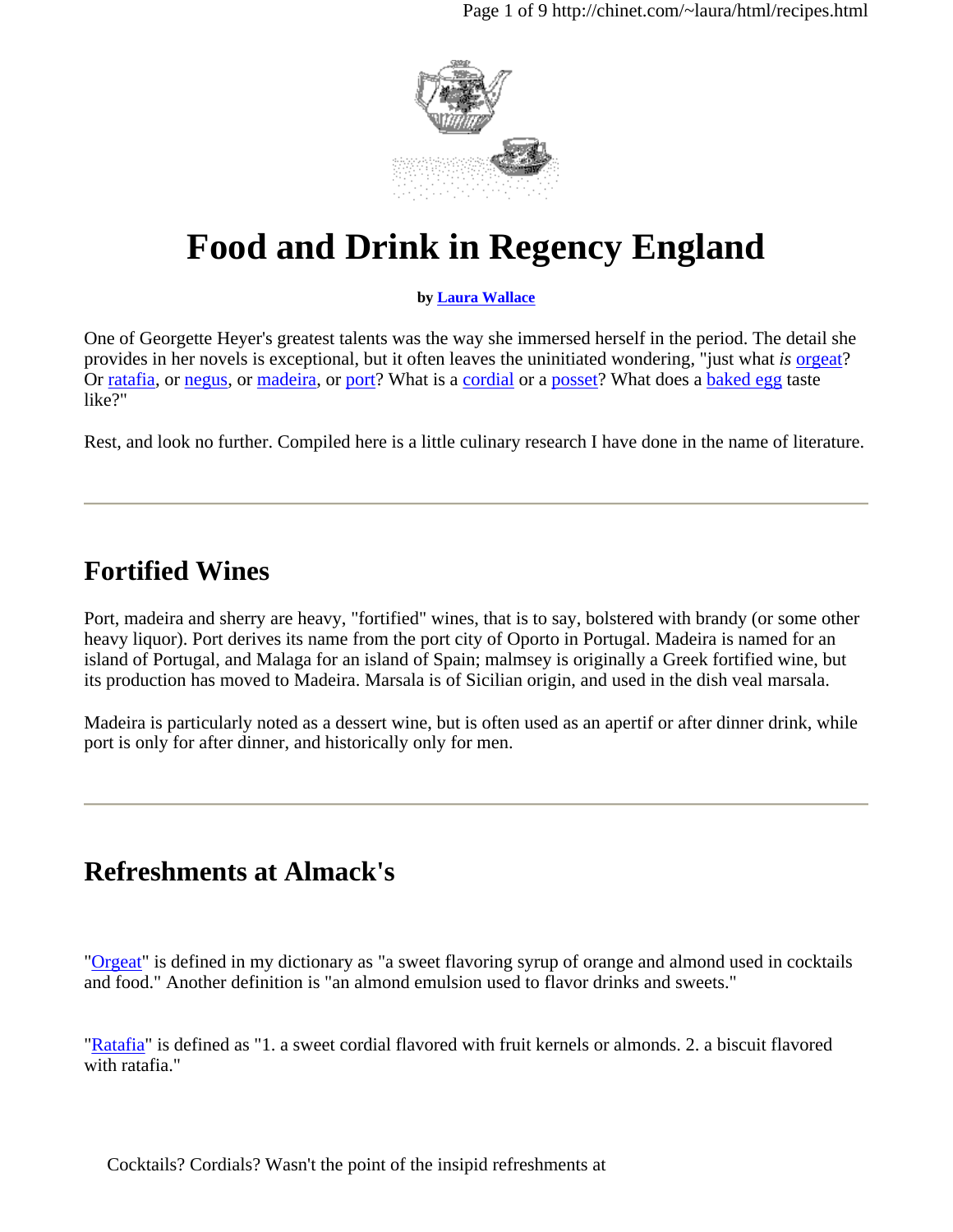# Food and Drink in Regency England

**by Laura Wallace**

One of Georgette Heyer's greatest talents was the way she immersed herself in the period. The detail she provides in her novels is exceptional, but it often leaves the uninitiated wondering, "just what *is* orgeat? Or ratafia, or negus, or madeira, or port? What is a cordial or a posset? What does a baked egg taste like?"

Rest, and look no further. Compiled here is a little culinary research I have done in the name of literature.

---

## Fortified Wines

Port, madeira and sherry are heavy, "fortified" wines, that is to say, bolstered with brandy (or some other heavy liquor). Port derives its name from the port city of Oporto in Portugal. Madeira is named for an island of Portugal, and Malaga for an island of Spain; malmsey is originally a Greek fortified wine, but its production has moved to Madeira. Marsala is of Sicilian origin, and used in the dish veal marsala.

Madeira is particularly noted as a dessert wine, but is often used as an apertif or after dinner drink, while port is only for after dinner, and historically only for men.

---

## Refreshments at Almack's

"Orgeat" is defined in my dictionary as "a sweet flavoring syrup of orange and almond used in cocktails and food." Another definition is "an almond emulsion used to flavor drinks and sweets."

"Ratafia" is defined as "1. a sweet cordial flavored with fruit kernels or almonds. 2. a biscuit flavored with ratafia."

Cocktails? Cordials? Wasn't the point of the insipid refreshments at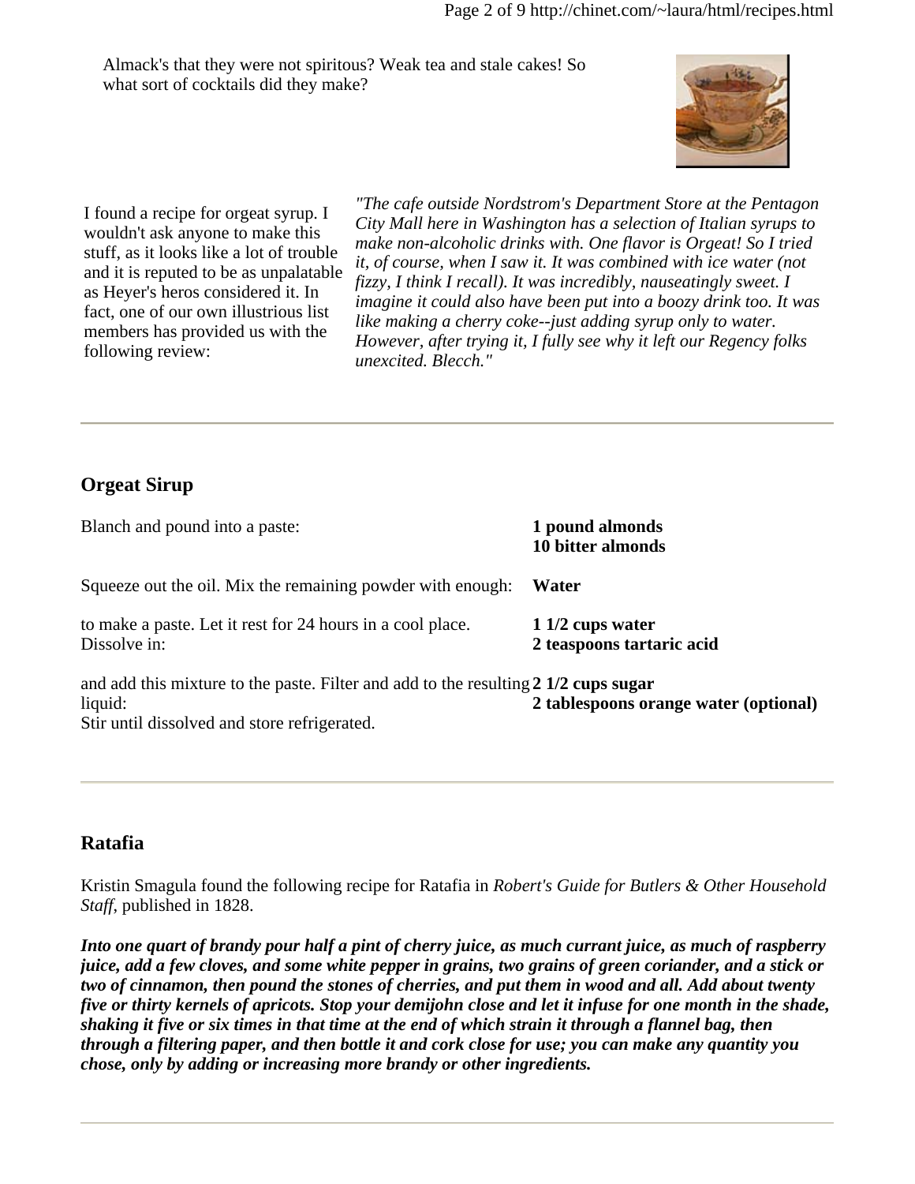Almack's that they were not spiritous? Weak tea and stale cakes! So what sort of cocktails did they make?

I found a recipe for orgeat syrup. I wouldn't ask anyone to make this stuff, as it looks like a lot of trouble and it is reputed to be as unpalatable as Heyer's heros considered it. In fact, one of our own illustrious list members has provided us with the following review:

*"The cafe outside Nordstrom's Department Store at the Pentagon City Mall here in Washington has a selection of Italian syrups to make non-alcoholic drinks with. One flavor is Orgeat! So I tried it, of course, when I saw it. It was combined with ice water (not fizzy, I think I recall). It was incredibly, nauseatingly sweet. I imagine it could also have been put into a boozy drink too. It was like making a cherry coke--just adding syrup only to water. However, after trying it, I fully see why it left our Regency folks unexcited. Blecch."*

---

## Orgeat Sirup

| | |
|---|---|
| Blanch and pound into a paste: | **1 pound almonds**<br>**10 bitter almonds** |
| Squeeze out the oil. Mix the remaining powder with enough: | **Water** |
| to make a paste. Let it rest for 24 hours in a cool place. Dissolve in: | **1 1/2 cups water**<br>**2 teaspoons tartaric acid** |
| and add this mixture to the paste. Filter and add to the resulting liquid:<br>Stir until dissolved and store refrigerated. | **2 1/2 cups sugar**<br>**2 tablespoons orange water (optional)** |

---

## Ratafia

Kristin Smagula found the following recipe for Ratafia in *Robert's Guide for Butlers & Other Household Staff*, published in 1828.

***Into one quart of brandy pour half a pint of cherry juice, as much currant juice, as much of raspberry juice, add a few cloves, and some white pepper in grains, two grains of green coriander, and a stick or two of cinnamon, then pound the stones of cherries, and put them in wood and all. Add about twenty five or thirty kernels of apricots. Stop your demijohn close and let it infuse for one month in the shade, shaking it five or six times in that time at the end of which strain it through a flannel bag, then through a filtering paper, and then bottle it and cork close for use; you can make any quantity you chose, only by adding or increasing more brandy or other ingredients.***

---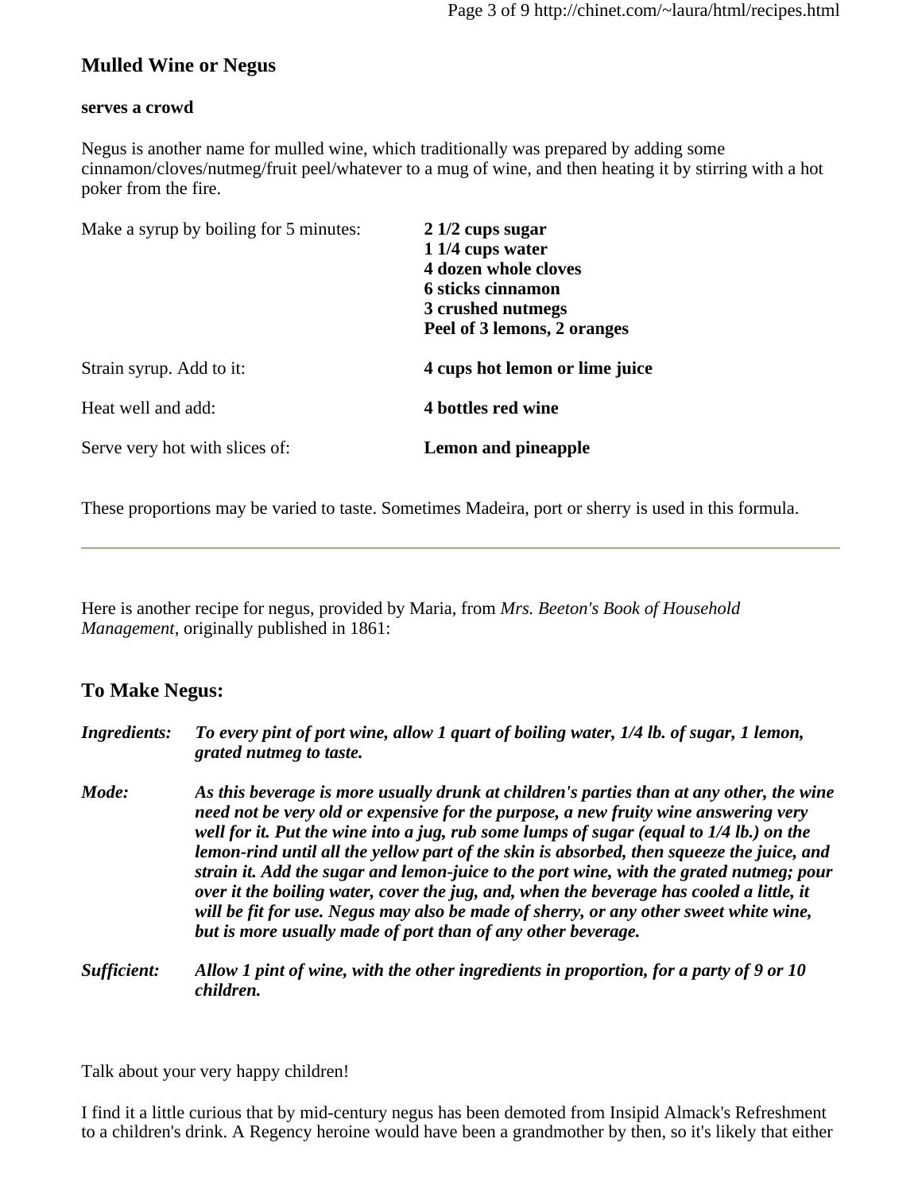## Mulled Wine or Negus

**serves a crowd**

Negus is another name for mulled wine, which traditionally was prepared by adding some cinnamon/cloves/nutmeg/fruit peel/whatever to a mug of wine, and then heating it by stirring with a hot poker from the fire.

| | |
|---|---|
| Make a syrup by boiling for 5 minutes: | **2 1/2 cups sugar**<br>**1 1/4 cups water**<br>**4 dozen whole cloves**<br>**6 sticks cinnamon**<br>**3 crushed nutmegs**<br>**Peel of 3 lemons, 2 oranges** |
| Strain syrup. Add to it: | **4 cups hot lemon or lime juice** |
| Heat well and add: | **4 bottles red wine** |
| Serve very hot with slices of: | **Lemon and pineapple** |

These proportions may be varied to taste. Sometimes Madeira, port or sherry is used in this formula.

---

Here is another recipe for negus, provided by Maria, from *Mrs. Beeton's Book of Household Management*, originally published in 1861:

## To Make Negus:

***Ingredients:*** ***To every pint of port wine, allow 1 quart of boiling water, 1/4 lb. of sugar, 1 lemon, grated nutmeg to taste.***

***Mode:*** ***As this beverage is more usually drunk at children's parties than at any other, the wine need not be very old or expensive for the purpose, a new fruity wine answering very well for it. Put the wine into a jug, rub some lumps of sugar (equal to 1/4 lb.) on the lemon-rind until all the yellow part of the skin is absorbed, then squeeze the juice, and strain it. Add the sugar and lemon-juice to the port wine, with the grated nutmeg; pour over it the boiling water, cover the jug, and, when the beverage has cooled a little, it will be fit for use. Negus may also be made of sherry, or any other sweet white wine, but is more usually made of port than of any other beverage.***

***Sufficient:*** ***Allow 1 pint of wine, with the other ingredients in proportion, for a party of 9 or 10 children.***

Talk about your very happy children!

I find it a little curious that by mid-century negus has been demoted from Insipid Almack's Refreshment to a children's drink. A Regency heroine would have been a grandmother by then, so it's likely that either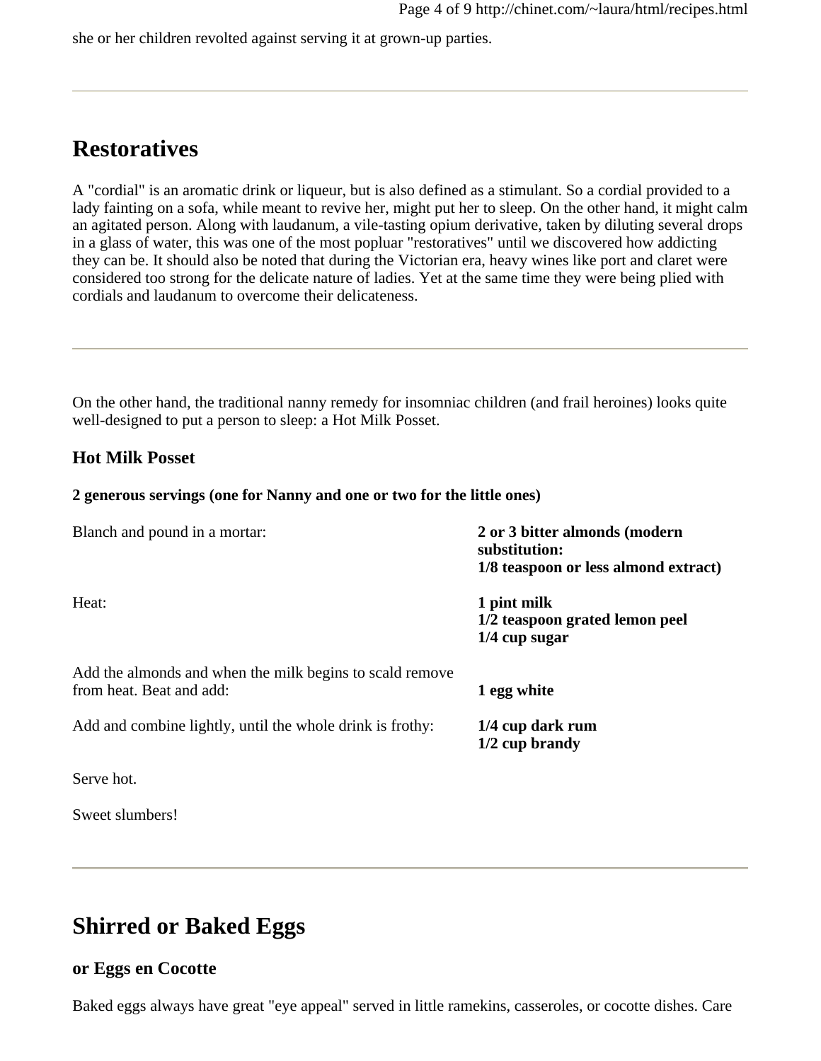she or her children revolted against serving it at grown-up parties.

---

## Restoratives

A "cordial" is an aromatic drink or liqueur, but is also defined as a stimulant. So a cordial provided to a lady fainting on a sofa, while meant to revive her, might put her to sleep. On the other hand, it might calm an agitated person. Along with laudanum, a vile-tasting opium derivative, taken by diluting several drops in a glass of water, this was one of the most popluar "restoratives" until we discovered how addicting they can be. It should also be noted that during the Victorian era, heavy wines like port and claret were considered too strong for the delicate nature of ladies. Yet at the same time they were being plied with cordials and laudanum to overcome their delicateness.

---

On the other hand, the traditional nanny remedy for insomniac children (and frail heroines) looks quite well-designed to put a person to sleep: a Hot Milk Posset.

### Hot Milk Posset

**2 generous servings (one for Nanny and one or two for the little ones)**

| | |
|---|---|
| Blanch and pound in a mortar: | **2 or 3 bitter almonds (modern substitution: 1/8 teaspoon or less almond extract)** |
| Heat: | **1 pint milk**<br>**1/2 teaspoon grated lemon peel**<br>**1/4 cup sugar** |
| Add the almonds and when the milk begins to scald remove from heat. Beat and add: | **1 egg white** |
| Add and combine lightly, until the whole drink is frothy: | **1/4 cup dark rum**<br>**1/2 cup brandy** |

Serve hot.

Sweet slumbers!

---

## Shirred or Baked Eggs

### or Eggs en Cocotte

Baked eggs always have great "eye appeal" served in little ramekins, casseroles, or cocotte dishes. Care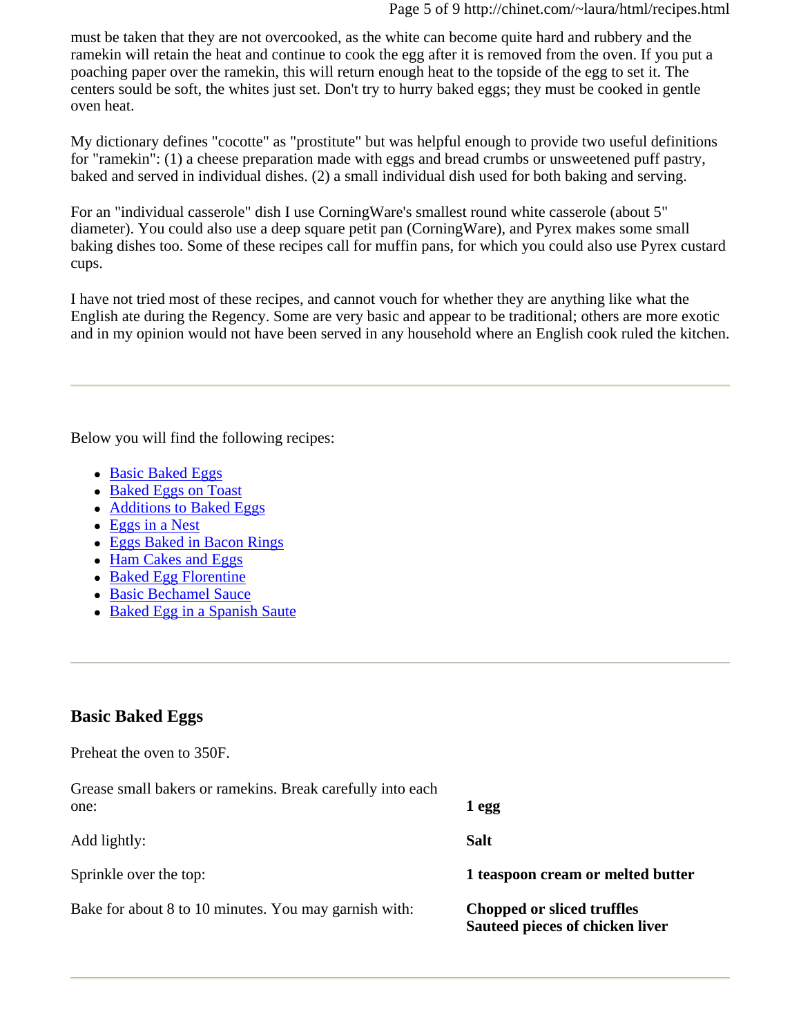must be taken that they are not overcooked, as the white can become quite hard and rubbery and the ramekin will retain the heat and continue to cook the egg after it is removed from the oven. If you put a poaching paper over the ramekin, this will return enough heat to the topside of the egg to set it. The centers sould be soft, the whites just set. Don't try to hurry baked eggs; they must be cooked in gentle oven heat.

My dictionary defines "cocotte" as "prostitute" but was helpful enough to provide two useful definitions for "ramekin": (1) a cheese preparation made with eggs and bread crumbs or unsweetened puff pastry, baked and served in individual dishes. (2) a small individual dish used for both baking and serving.

For an "individual casserole" dish I use CorningWare's smallest round white casserole (about 5" diameter). You could also use a deep square petit pan (CorningWare), and Pyrex makes some small baking dishes too. Some of these recipes call for muffin pans, for which you could also use Pyrex custard cups.

I have not tried most of these recipes, and cannot vouch for whether they are anything like what the English ate during the Regency. Some are very basic and appear to be traditional; others are more exotic and in my opinion would not have been served in any household where an English cook ruled the kitchen.

---

Below you will find the following recipes:

- Basic Baked Eggs
- Baked Eggs on Toast
- Additions to Baked Eggs
- Eggs in a Nest
- Eggs Baked in Bacon Rings
- Ham Cakes and Eggs
- Baked Egg Florentine
- Basic Bechamel Sauce
- Baked Egg in a Spanish Saute

---

## Basic Baked Eggs

Preheat the oven to 350F.

| | |
|---|---|
| Grease small bakers or ramekins. Break carefully into each one: | **1 egg** |
| Add lightly: | **Salt** |
| Sprinkle over the top: | **1 teaspoon cream or melted butter** |
| Bake for about 8 to 10 minutes. You may garnish with: | **Chopped or sliced truffles**<br>**Sauteed pieces of chicken liver** |

---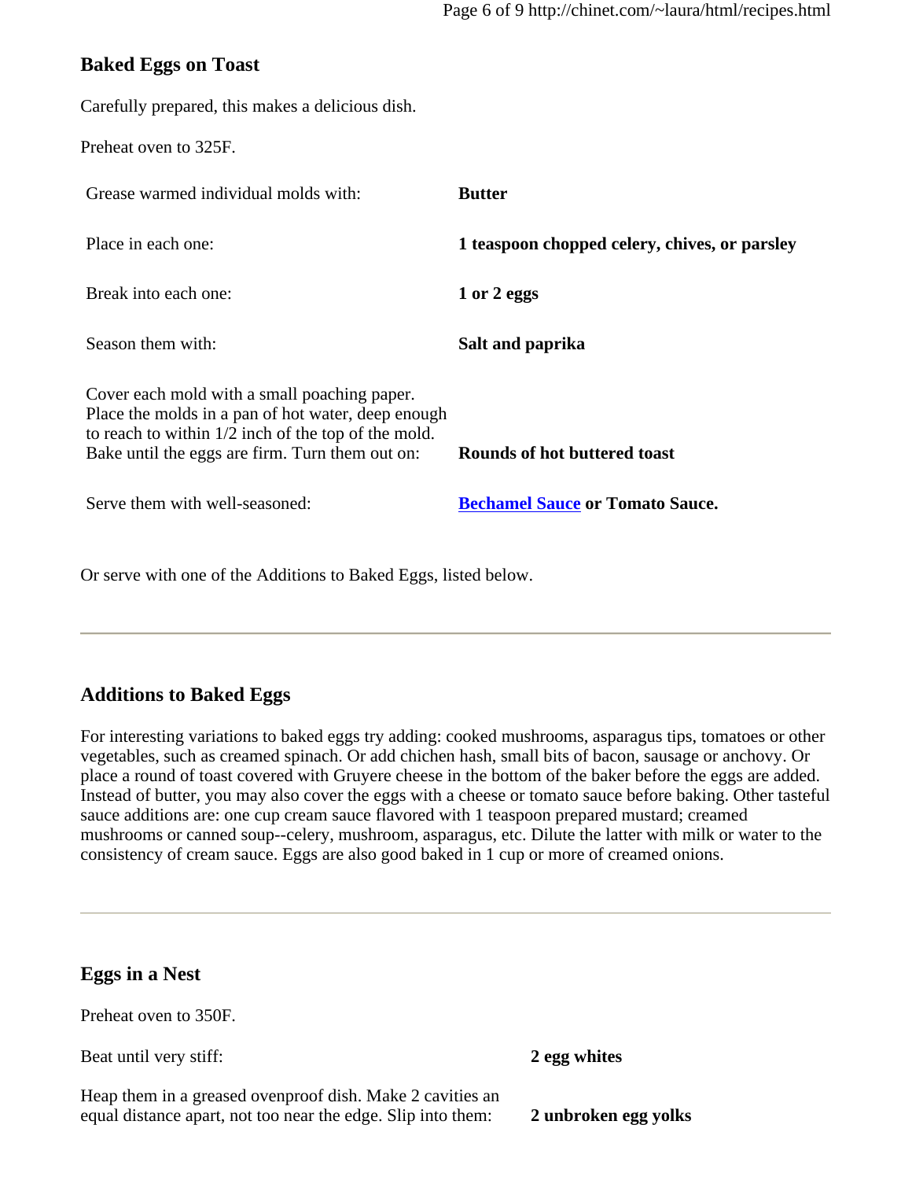### Baked Eggs on Toast

Carefully prepared, this makes a delicious dish.

Preheat oven to 325F.

| | |
|---|---|
| Grease warmed individual molds with: | **Butter** |
| Place in each one: | **1 teaspoon chopped celery, chives, or parsley** |
| Break into each one: | **1 or 2 eggs** |
| Season them with: | **Salt and paprika** |
| Cover each mold with a small poaching paper. Place the molds in a pan of hot water, deep enough to reach to within 1/2 inch of the top of the mold. Bake until the eggs are firm. Turn them out on: | **Rounds of hot buttered toast** |
| Serve them with well-seasoned: | **Bechamel Sauce or Tomato Sauce.** |

Or serve with one of the Additions to Baked Eggs, listed below.

---

### Additions to Baked Eggs

For interesting variations to baked eggs try adding: cooked mushrooms, asparagus tips, tomatoes or other vegetables, such as creamed spinach. Or add chichen hash, small bits of bacon, sausage or anchovy. Or place a round of toast covered with Gruyere cheese in the bottom of the baker before the eggs are added. Instead of butter, you may also cover the eggs with a cheese or tomato sauce before baking. Other tasteful sauce additions are: one cup cream sauce flavored with 1 teaspoon prepared mustard; creamed mushrooms or canned soup--celery, mushroom, asparagus, etc. Dilute the latter with milk or water to the consistency of cream sauce. Eggs are also good baked in 1 cup or more of creamed onions.

---

### Eggs in a Nest

Preheat oven to 350F.

| | |
|---|---|
| Beat until very stiff: | **2 egg whites** |
| Heap them in a greased ovenproof dish. Make 2 cavities an equal distance apart, not too near the edge. Slip into them: | **2 unbroken egg yolks** |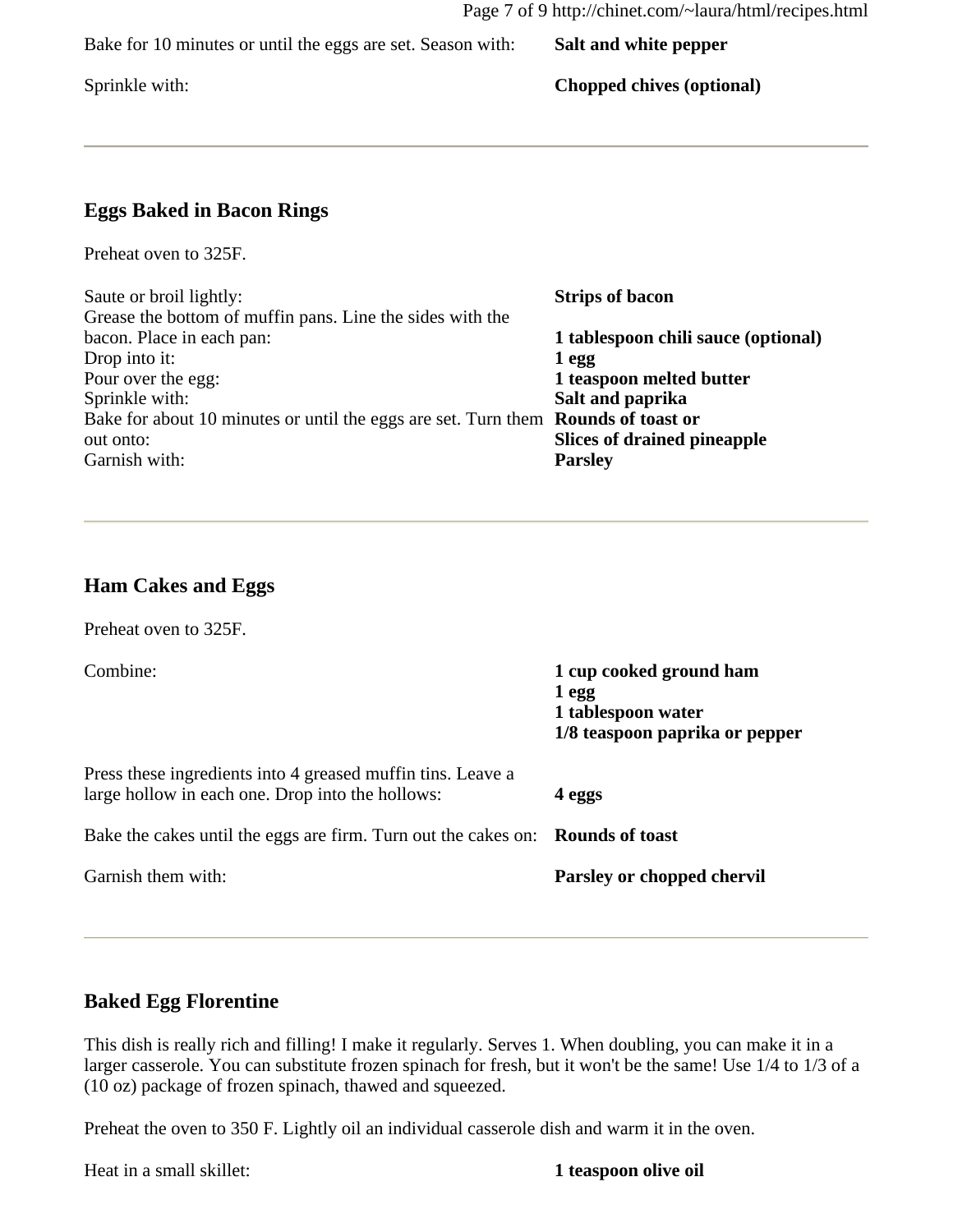Bake for 10 minutes or until the eggs are set. Season with: **Salt and white pepper**

Sprinkle with: **Chopped chives (optional)**

---

### Eggs Baked in Bacon Rings

Preheat oven to 325F.

Saute or broil lightly: **Strips of bacon**
Grease the bottom of muffin pans. Line the sides with the bacon. Place in each pan: **1 tablespoon chili sauce (optional)**
Drop into it: **1 egg**
Pour over the egg: **1 teaspoon melted butter**
Sprinkle with: **Salt and paprika**
Bake for about 10 minutes or until the eggs are set. Turn them out onto: **Rounds of toast or Slices of drained pineapple**
Garnish with: **Parsley**

---

### Ham Cakes and Eggs

Preheat oven to 325F.

Combine:
**1 cup cooked ground ham**
**1 egg**
**1 tablespoon water**
**1/8 teaspoon paprika or pepper**

Press these ingredients into 4 greased muffin tins. Leave a large hollow in each one. Drop into the hollows: **4 eggs**

Bake the cakes until the eggs are firm. Turn out the cakes on: **Rounds of toast**

Garnish them with: **Parsley or chopped chervil**

---

### Baked Egg Florentine

This dish is really rich and filling! I make it regularly. Serves 1. When doubling, you can make it in a larger casserole. You can substitute frozen spinach for fresh, but it won't be the same! Use 1/4 to 1/3 of a (10 oz) package of frozen spinach, thawed and squeezed.

Preheat the oven to 350 F. Lightly oil an individual casserole dish and warm it in the oven.

Heat in a small skillet: **1 teaspoon olive oil**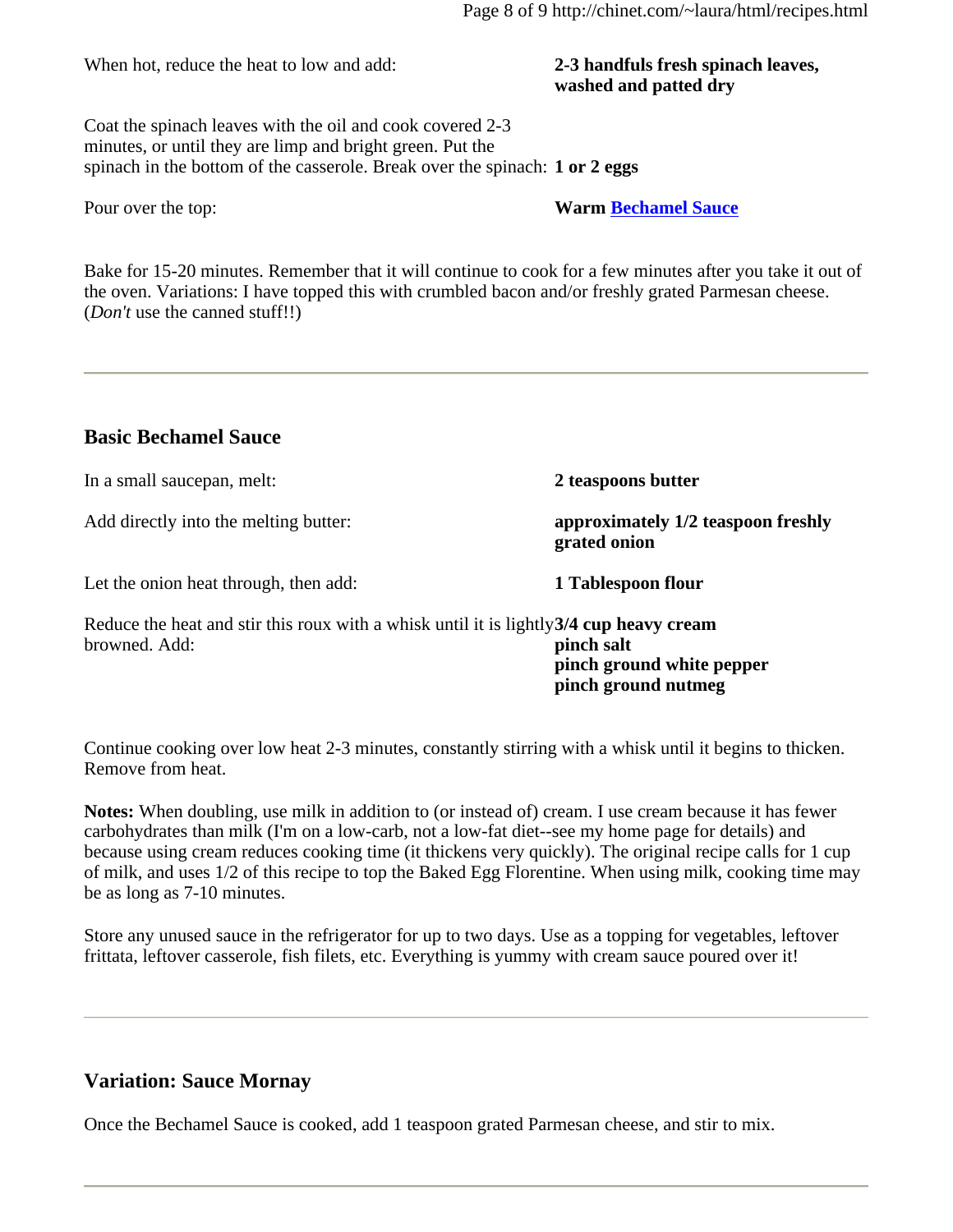When hot, reduce the heat to low and add: **2-3 handfuls fresh spinach leaves, washed and patted dry**

Coat the spinach leaves with the oil and cook covered 2-3 minutes, or until they are limp and bright green. Put the spinach in the bottom of the casserole. Break over the spinach: **1 or 2 eggs**

Pour over the top: **Warm Bechamel Sauce**

Bake for 15-20 minutes. Remember that it will continue to cook for a few minutes after you take it out of the oven. Variations: I have topped this with crumbled bacon and/or freshly grated Parmesan cheese. (*Don't* use the canned stuff!!)

---

### Basic Bechamel Sauce

In a small saucepan, melt: **2 teaspoons butter**

Add directly into the melting butter: **approximately 1/2 teaspoon freshly grated onion**

Let the onion heat through, then add: **1 Tablespoon flour**

Reduce the heat and stir this roux with a whisk until it is lightly browned. Add:

**3/4 cup heavy cream**
**pinch salt**
**pinch ground white pepper**
**pinch ground nutmeg**

Continue cooking over low heat 2-3 minutes, constantly stirring with a whisk until it begins to thicken. Remove from heat.

**Notes:** When doubling, use milk in addition to (or instead of) cream. I use cream because it has fewer carbohydrates than milk (I'm on a low-carb, not a low-fat diet--see my home page for details) and because using cream reduces cooking time (it thickens very quickly). The original recipe calls for 1 cup of milk, and uses 1/2 of this recipe to top the Baked Egg Florentine. When using milk, cooking time may be as long as 7-10 minutes.

Store any unused sauce in the refrigerator for up to two days. Use as a topping for vegetables, leftover frittata, leftover casserole, fish filets, etc. Everything is yummy with cream sauce poured over it!

---

### Variation: Sauce Mornay

Once the Bechamel Sauce is cooked, add 1 teaspoon grated Parmesan cheese, and stir to mix.

---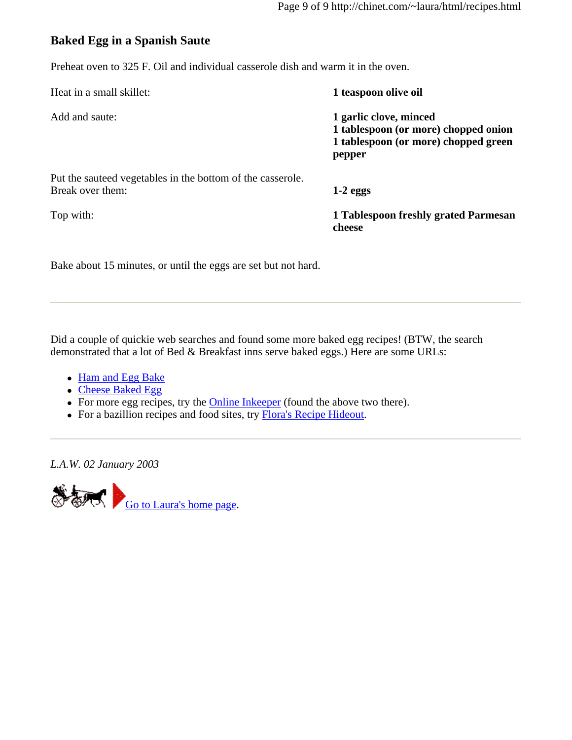### Baked Egg in a Spanish Saute

Preheat oven to 325 F. Oil and individual casserole dish and warm it in the oven.

| | |
|---|---|
| Heat in a small skillet: | **1 teaspoon olive oil** |
| Add and saute: | **1 garlic clove, minced**<br>**1 tablespoon (or more) chopped onion**<br>**1 tablespoon (or more) chopped green pepper** |
| Put the sauteed vegetables in the bottom of the casserole. Break over them: | **1-2 eggs** |
| Top with: | **1 Tablespoon freshly grated Parmesan cheese** |

Bake about 15 minutes, or until the eggs are set but not hard.

---

Did a couple of quickie web searches and found some more baked egg recipes! (BTW, the search demonstrated that a lot of Bed & Breakfast inns serve baked eggs.) Here are some URLs:

- Ham and Egg Bake
- Cheese Baked Egg
- For more egg recipes, try the Online Inkeeper (found the above two there).
- For a bazillion recipes and food sites, try Flora's Recipe Hideout.

---

*L.A.W. 02 January 2003*

Go to Laura's home page.